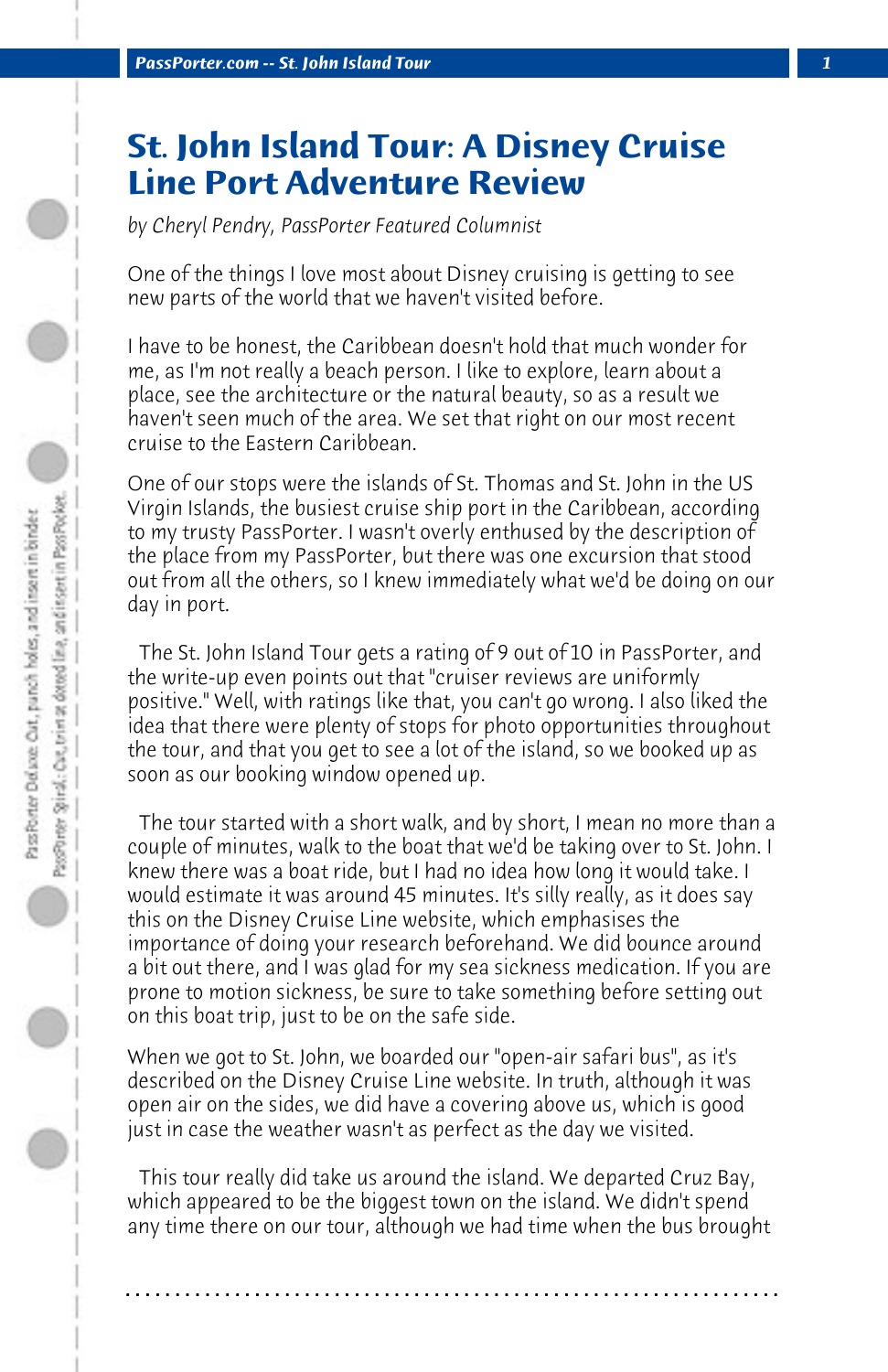# St. John Island Tour: A Disney Cruise Line Port Adventure Review

*by Cheryl Pendry, PassPorter Featured Columnist*

One of the things I love most about Disney cruising is getting to see new parts of the world that we haven't visited before.

I have to be honest, the Caribbean doesn't hold that much wonder for me, as I'm not really a beach person. I like to explore, learn about a place, see the architecture or the natural beauty, so as a result we haven't seen much of the area. We set that right on our most recent cruise to the Eastern Caribbean.

One of our stops were the islands of St. Thomas and St. John in the US Virgin Islands, the busiest cruise ship port in the Caribbean, according to my trusty PassPorter. I wasn't overly enthused by the description of the place from my PassPorter, but there was one excursion that stood out from all the others, so I knew immediately what we'd be doing on our day in port.

The St. John Island Tour gets a rating of 9 out of 10 in PassPorter, and the write-up even points out that "cruiser reviews are uniformly positive." Well, with ratings like that, you can't go wrong. I also liked the idea that there were plenty of stops for photo opportunities throughout the tour, and that you get to see a lot of the island, so we booked up as soon as our booking window opened up.

The tour started with a short walk, and by short, I mean no more than a couple of minutes, walk to the boat that we'd be taking over to St. John. I knew there was a boat ride, but I had no idea how long it would take. I would estimate it was around 45 minutes. It's silly really, as it does say this on the Disney Cruise Line website, which emphasises the importance of doing your research beforehand. We did bounce around a bit out there, and I was glad for my sea sickness medication. If you are prone to motion sickness, be sure to take something before setting out on this boat trip, just to be on the safe side.

When we got to St. John, we boarded our "open-air safari bus", as it's described on the Disney Cruise Line website. In truth, although it was open air on the sides, we did have a covering above us, which is good just in case the weather wasn't as perfect as the day we visited.

This tour really did take us around the island. We departed Cruz Bay, which appeared to be the biggest town on the island. We didn't spend any time there on our tour, although we had time when the bus brought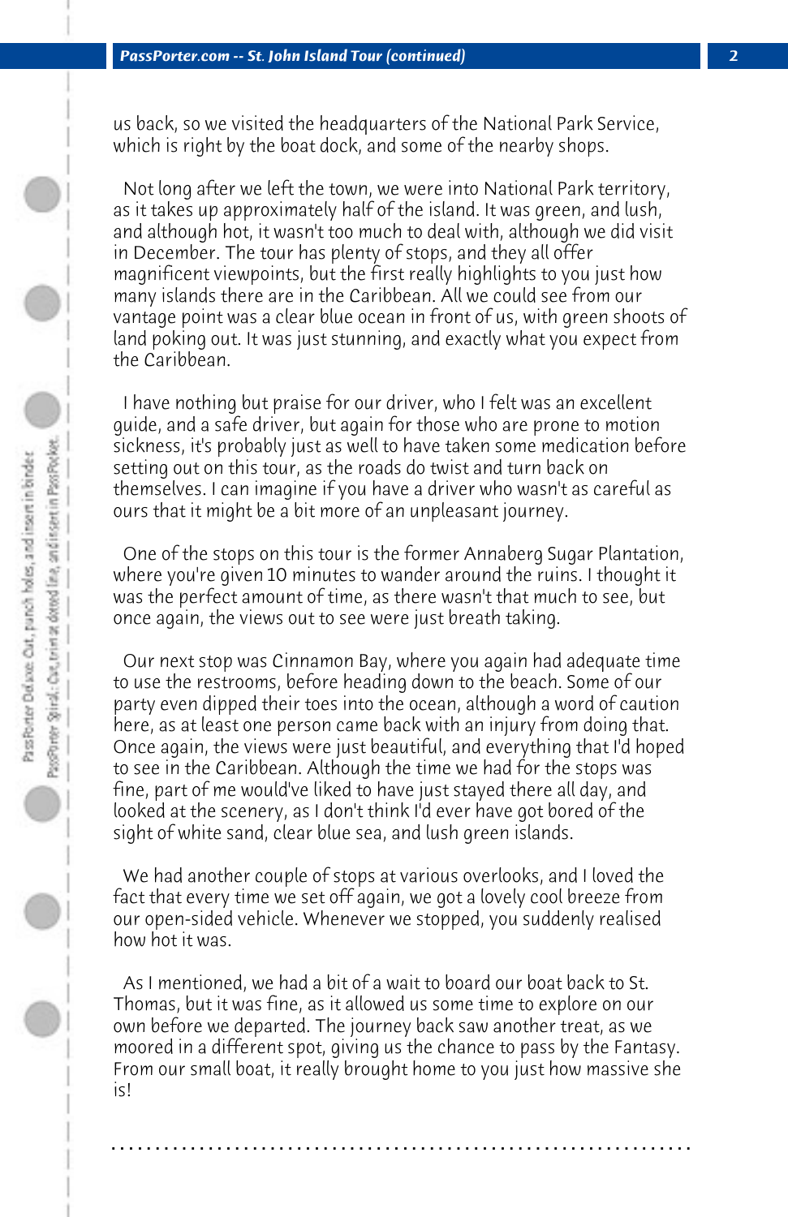us back, so we visited the headquarters of the National Park Service, which is right by the boat dock, and some of the nearby shops.

Not long after we left the town, we were into National Park territory, as it takes up approximately half of the island. It was green, and lush, and although hot, it wasn't too much to deal with, although we did visit in December. The tour has plenty of stops, and they all offer magnificent viewpoints, but the first really highlights to you just how many islands there are in the Caribbean. All we could see from our vantage point was a clear blue ocean in front of us, with green shoots of land poking out. It was just stunning, and exactly what you expect from the Caribbean.

I have nothing but praise for our driver, who I felt was an excellent guide, and a safe driver, but again for those who are prone to motion sickness, it's probably just as well to have taken some medication before setting out on this tour, as the roads do twist and turn back on themselves. I can imagine if you have a driver who wasn't as careful as ours that it might be a bit more of an unpleasant journey.

One of the stops on this tour is the former Annaberg Sugar Plantation, where you're given 10 minutes to wander around the ruins. I thought it was the perfect amount of time, as there wasn't that much to see, but once again, the views out to see were just breath taking.

Our next stop was Cinnamon Bay, where you again had adequate time to use the restrooms, before heading down to the beach. Some of our party even dipped their toes into the ocean, although a word of caution here, as at least one person came back with an injury from doing that. Once again, the views were just beautiful, and everything that I'd hoped to see in the Caribbean. Although the time we had for the stops was fine, part of me would've liked to have just stayed there all day, and looked at the scenery, as I don't think I'd ever have got bored of the sight of white sand, clear blue sea, and lush green islands.

We had another couple of stops at various overlooks, and I loved the fact that every time we set off again, we got a lovely cool breeze from our open-sided vehicle. Whenever we stopped, you suddenly realised how hot it was.

As I mentioned, we had a bit of a wait to board our boat back to St. Thomas, but it was fine, as it allowed us some time to explore on our own before we departed. The journey back saw another treat, as we moored in a different spot, giving us the chance to pass by the Fantasy. From our small boat, it really brought home to you just how massive she is!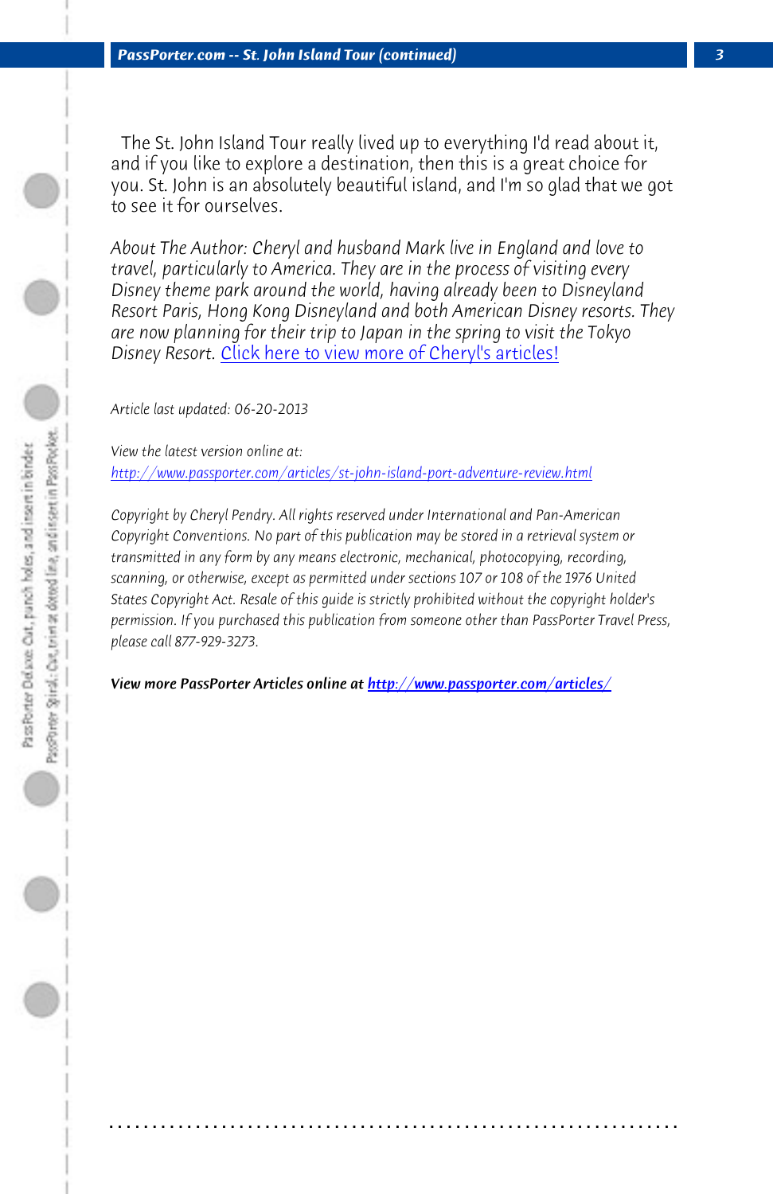The St. John Island Tour really lived up to everything I'd read about it, and if you like to explore a destination, then this is a great choice for you. St. John is an absolutely beautiful island, and I'm so glad that we got to see it for ourselves.

*About The Author: Cheryl and husband Mark live in England and love to travel, particularly to America. They are in the process of visiting every Disney theme park around the world, having already been to Disneyland Resort Paris, Hong Kong Disneyland and both American Disney resorts. They are now planning for their trip to Japan in the spring to visit the Tokyo Disney Resort.* Click here to view more of Cheryl's articles!

*Article last updated: 06-20-2013*

*View the latest version online at:*
*http://www.passporter.com/articles/st-john-island-port-adventure-review.html*

*Copyright by Cheryl Pendry. All rights reserved under International and Pan-American Copyright Conventions. No part of this publication may be stored in a retrieval system or transmitted in any form by any means electronic, mechanical, photocopying, recording, scanning, or otherwise, except as permitted under sections 107 or 108 of the 1976 United States Copyright Act. Resale of this guide is strictly prohibited without the copyright holder's permission. If you purchased this publication from someone other than PassPorter Travel Press, please call 877-929-3273.*

***View more PassPorter Articles online at http://www.passporter.com/articles/***